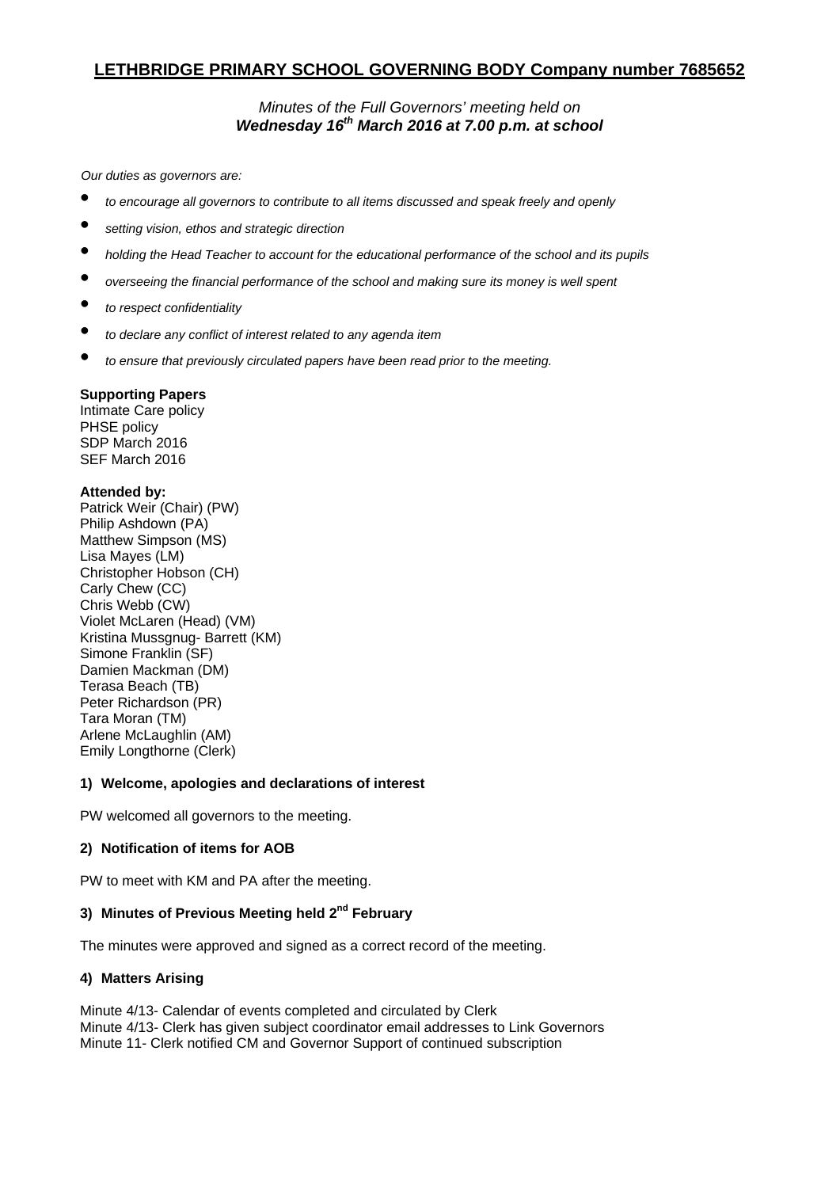# LETHBRIDGE PRIMARY SCHOOL GOVERNING BODY Company number 7685652

*Minutes of the Full Governors' meeting held on*
***Wednesday 16th March 2016 at 7.00 p.m. at school***

*Our duties as governors are:*

- *to encourage all governors to contribute to all items discussed and speak freely and openly*
- *setting vision, ethos and strategic direction*
- *holding the Head Teacher to account for the educational performance of the school and its pupils*
- *overseeing the financial performance of the school and making sure its money is well spent*
- *to respect confidentiality*
- *to declare any conflict of interest related to any agenda item*
- *to ensure that previously circulated papers have been read prior to the meeting.*

**Supporting Papers**
Intimate Care policy
PHSE policy
SDP March 2016
SEF March 2016

**Attended by:**
Patrick Weir (Chair) (PW)
Philip Ashdown (PA)
Matthew Simpson (MS)
Lisa Mayes (LM)
Christopher Hobson (CH)
Carly Chew (CC)
Chris Webb (CW)
Violet McLaren (Head) (VM)
Kristina Mussgnug- Barrett (KM)
Simone Franklin (SF)
Damien Mackman (DM)
Terasa Beach (TB)
Peter Richardson (PR)
Tara Moran (TM)
Arlene McLaughlin (AM)
Emily Longthorne (Clerk)

**1) Welcome, apologies and declarations of interest**

PW welcomed all governors to the meeting.

**2) Notification of items for AOB**

PW to meet with KM and PA after the meeting.

**3) Minutes of Previous Meeting held 2nd February**

The minutes were approved and signed as a correct record of the meeting.

**4) Matters Arising**

Minute 4/13- Calendar of events completed and circulated by Clerk
Minute 4/13- Clerk has given subject coordinator email addresses to Link Governors
Minute 11- Clerk notified CM and Governor Support of continued subscription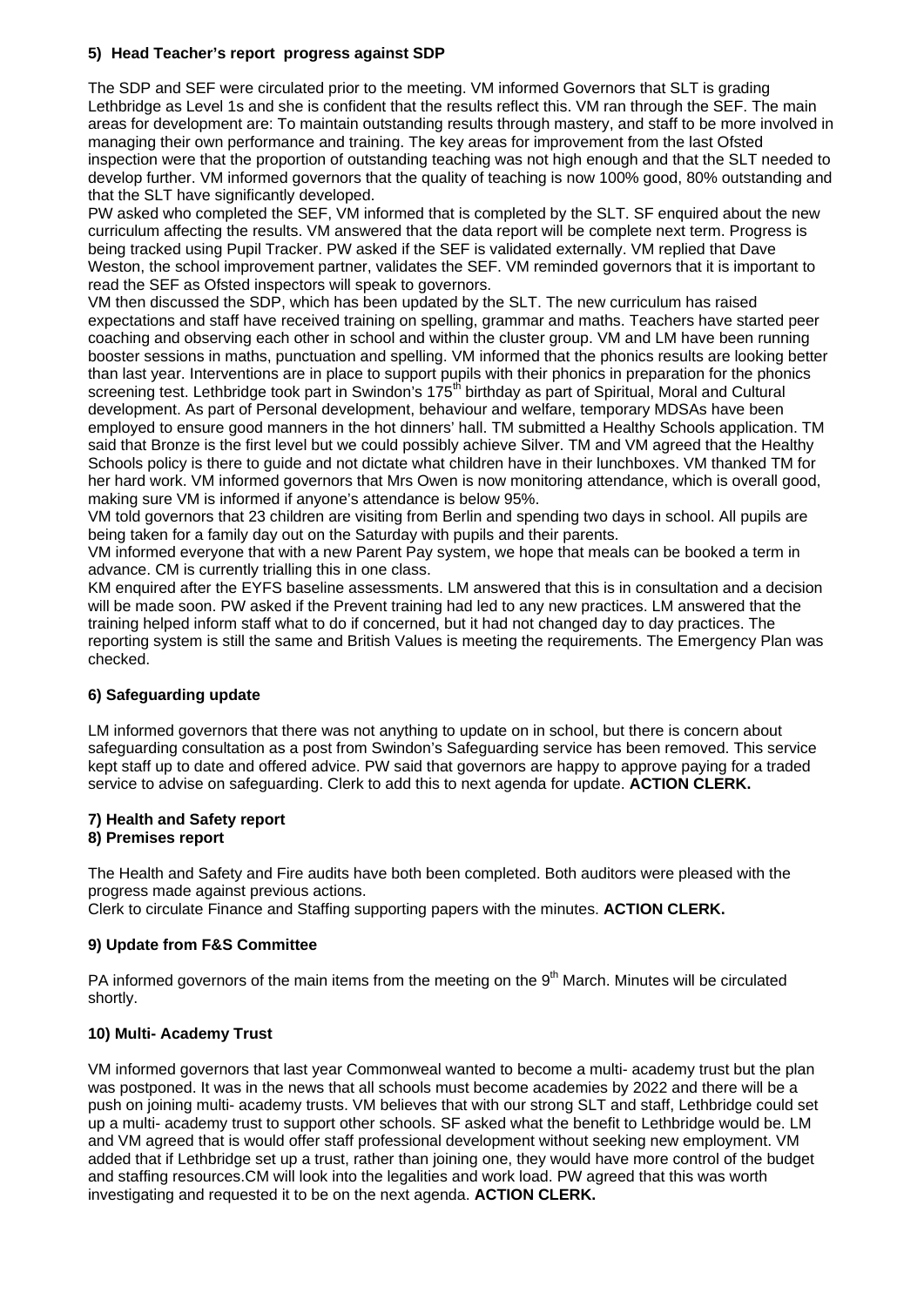### 5) Head Teacher's report progress against SDP

The SDP and SEF were circulated prior to the meeting. VM informed Governors that SLT is grading Lethbridge as Level 1s and she is confident that the results reflect this. VM ran through the SEF. The main areas for development are: To maintain outstanding results through mastery, and staff to be more involved in managing their own performance and training. The key areas for improvement from the last Ofsted inspection were that the proportion of outstanding teaching was not high enough and that the SLT needed to develop further. VM informed governors that the quality of teaching is now 100% good, 80% outstanding and that the SLT have significantly developed.

PW asked who completed the SEF, VM informed that is completed by the SLT. SF enquired about the new curriculum affecting the results. VM answered that the data report will be complete next term. Progress is being tracked using Pupil Tracker. PW asked if the SEF is validated externally. VM replied that Dave Weston, the school improvement partner, validates the SEF. VM reminded governors that it is important to read the SEF as Ofsted inspectors will speak to governors.

VM then discussed the SDP, which has been updated by the SLT. The new curriculum has raised expectations and staff have received training on spelling, grammar and maths. Teachers have started peer coaching and observing each other in school and within the cluster group. VM and LM have been running booster sessions in maths, punctuation and spelling. VM informed that the phonics results are looking better than last year. Interventions are in place to support pupils with their phonics in preparation for the phonics screening test. Lethbridge took part in Swindon's 175th birthday as part of Spiritual, Moral and Cultural development. As part of Personal development, behaviour and welfare, temporary MDSAs have been employed to ensure good manners in the hot dinners' hall. TM submitted a Healthy Schools application. TM said that Bronze is the first level but we could possibly achieve Silver. TM and VM agreed that the Healthy Schools policy is there to guide and not dictate what children have in their lunchboxes. VM thanked TM for her hard work. VM informed governors that Mrs Owen is now monitoring attendance, which is overall good, making sure VM is informed if anyone's attendance is below 95%.

VM told governors that 23 children are visiting from Berlin and spending two days in school. All pupils are being taken for a family day out on the Saturday with pupils and their parents.

VM informed everyone that with a new Parent Pay system, we hope that meals can be booked a term in advance. CM is currently trialling this in one class.

KM enquired after the EYFS baseline assessments. LM answered that this is in consultation and a decision will be made soon. PW asked if the Prevent training had led to any new practices. LM answered that the training helped inform staff what to do if concerned, but it had not changed day to day practices. The reporting system is still the same and British Values is meeting the requirements. The Emergency Plan was checked.

### 6) Safeguarding update

LM informed governors that there was not anything to update on in school, but there is concern about safeguarding consultation as a post from Swindon's Safeguarding service has been removed. This service kept staff up to date and offered advice. PW said that governors are happy to approve paying for a traded service to advise on safeguarding. Clerk to add this to next agenda for update. **ACTION CLERK.**

### 7) Health and Safety report
### 8) Premises report

The Health and Safety and Fire audits have both been completed. Both auditors were pleased with the progress made against previous actions.

Clerk to circulate Finance and Staffing supporting papers with the minutes. **ACTION CLERK.**

### 9) Update from F&S Committee

PA informed governors of the main items from the meeting on the 9th March. Minutes will be circulated shortly.

### 10) Multi- Academy Trust

VM informed governors that last year Commonweal wanted to become a multi- academy trust but the plan was postponed. It was in the news that all schools must become academies by 2022 and there will be a push on joining multi- academy trusts. VM believes that with our strong SLT and staff, Lethbridge could set up a multi- academy trust to support other schools. SF asked what the benefit to Lethbridge would be. LM and VM agreed that is would offer staff professional development without seeking new employment. VM added that if Lethbridge set up a trust, rather than joining one, they would have more control of the budget and staffing resources.CM will look into the legalities and work load. PW agreed that this was worth investigating and requested it to be on the next agenda. **ACTION CLERK.**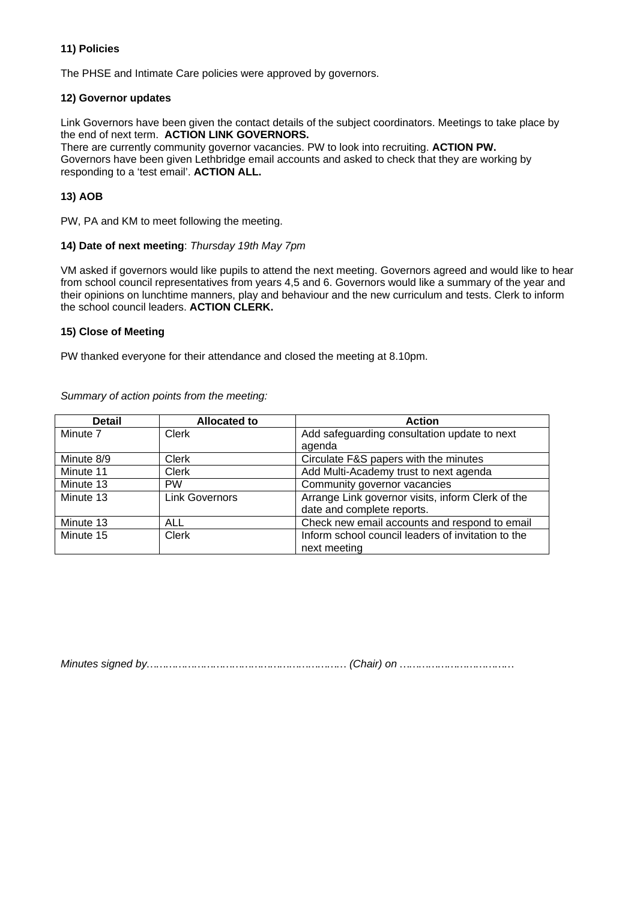**11) Policies**

The PHSE and Intimate Care policies were approved by governors.

**12) Governor updates**

Link Governors have been given the contact details of the subject coordinators. Meetings to take place by the end of next term. **ACTION LINK GOVERNORS.**
There are currently community governor vacancies. PW to look into recruiting. **ACTION PW.**
Governors have been given Lethbridge email accounts and asked to check that they are working by responding to a 'test email'. **ACTION ALL.**

**13) AOB**

PW, PA and KM to meet following the meeting.

**14) Date of next meeting**: *Thursday 19th May 7pm*

VM asked if governors would like pupils to attend the next meeting. Governors agreed and would like to hear from school council representatives from years 4,5 and 6. Governors would like a summary of the year and their opinions on lunchtime manners, play and behaviour and the new curriculum and tests. Clerk to inform the school council leaders. **ACTION CLERK.**

**15) Close of Meeting**

PW thanked everyone for their attendance and closed the meeting at 8.10pm.

*Summary of action points from the meeting:*

| Detail | Allocated to | Action |
|---|---|---|
| Minute 7 | Clerk | Add safeguarding consultation update to next agenda |
| Minute 8/9 | Clerk | Circulate F&S papers with the minutes |
| Minute 11 | Clerk | Add Multi-Academy trust to next agenda |
| Minute 13 | PW | Community governor vacancies |
| Minute 13 | Link Governors | Arrange Link governor visits, inform Clerk of the date and complete reports. |
| Minute 13 | ALL | Check new email accounts and respond to email |
| Minute 15 | Clerk | Inform school council leaders of invitation to the next meeting |

*Minutes signed by……………………………………………………. (Chair) on …………………………….*